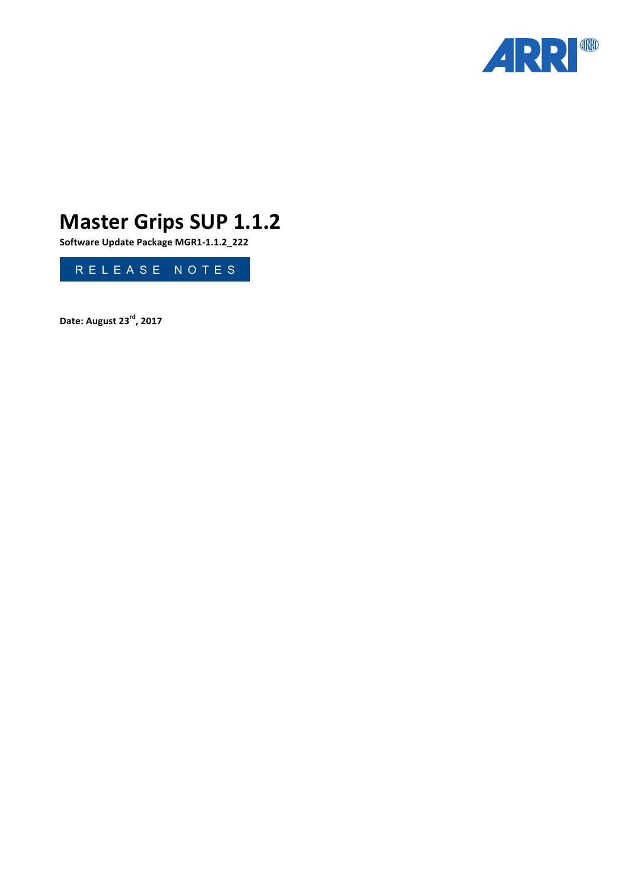# Master Grips SUP 1.1.2

**Software Update Package MGR1-1.1.2_222**

RELEASE NOTES

**Date: August 23rd, 2017**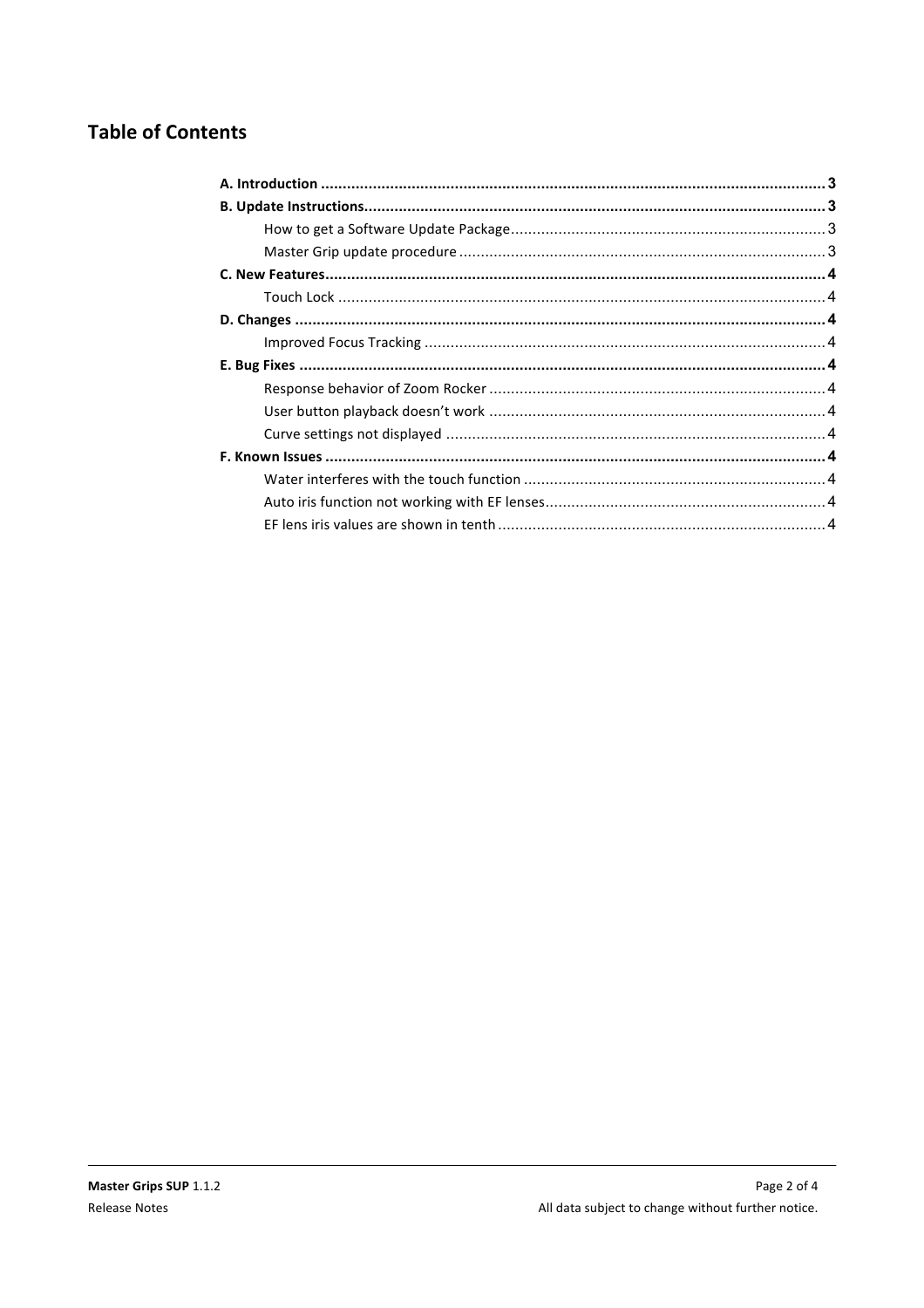## Table of Contents

**A. Introduction** .......... **3**
**B. Update Instructions** .......... **3**
- How to get a Software Update Package .......... 3
- Master Grip update procedure .......... 3

**C. New Features** .......... **4**
- Touch Lock .......... 4

**D. Changes** .......... **4**
- Improved Focus Tracking .......... 4

**E. Bug Fixes** .......... **4**
- Response behavior of Zoom Rocker .......... 4
- User button playback doesn't work .......... 4
- Curve settings not displayed .......... 4

**F. Known Issues** .......... **4**
- Water interferes with the touch function .......... 4
- Auto iris function not working with EF lenses .......... 4
- EF lens iris values are shown in tenth .......... 4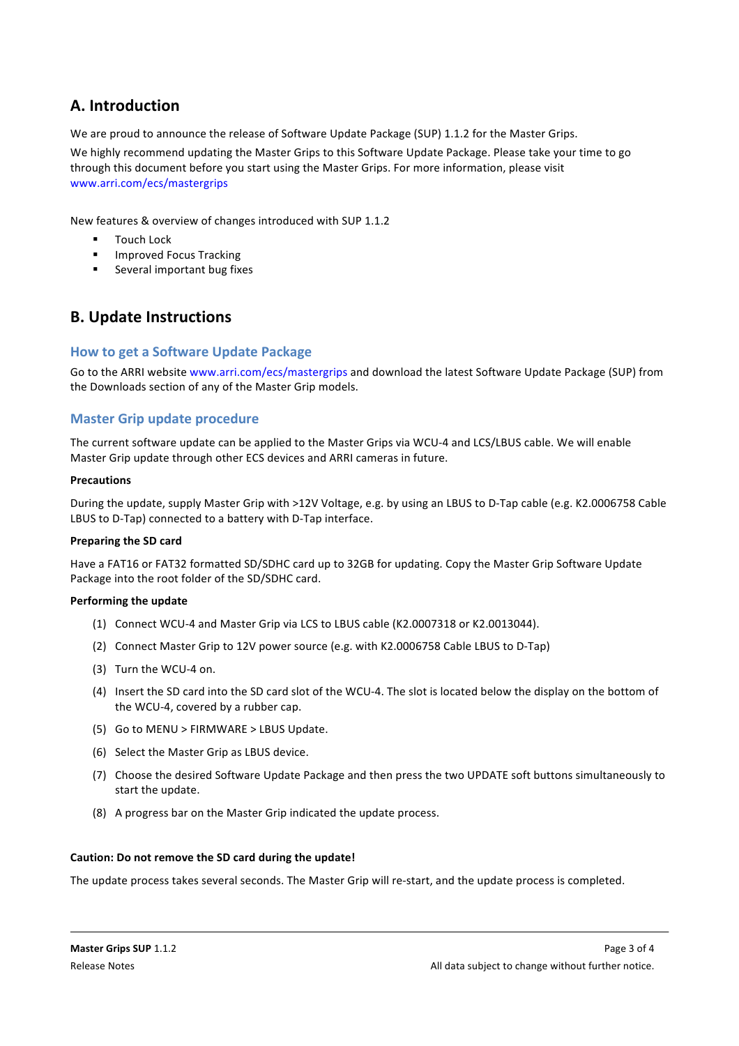## A. Introduction

We are proud to announce the release of Software Update Package (SUP) 1.1.2 for the Master Grips.

We highly recommend updating the Master Grips to this Software Update Package. Please take your time to go through this document before you start using the Master Grips. For more information, please visit www.arri.com/ecs/mastergrips

New features & overview of changes introduced with SUP 1.1.2

- Touch Lock
- Improved Focus Tracking
- Several important bug fixes

## B. Update Instructions

### How to get a Software Update Package

Go to the ARRI website www.arri.com/ecs/mastergrips and download the latest Software Update Package (SUP) from the Downloads section of any of the Master Grip models.

### Master Grip update procedure

The current software update can be applied to the Master Grips via WCU-4 and LCS/LBUS cable. We will enable Master Grip update through other ECS devices and ARRI cameras in future.

**Precautions**

During the update, supply Master Grip with >12V Voltage, e.g. by using an LBUS to D-Tap cable (e.g. K2.0006758 Cable LBUS to D-Tap) connected to a battery with D-Tap interface.

**Preparing the SD card**

Have a FAT16 or FAT32 formatted SD/SDHC card up to 32GB for updating. Copy the Master Grip Software Update Package into the root folder of the SD/SDHC card.

**Performing the update**

(1) Connect WCU-4 and Master Grip via LCS to LBUS cable (K2.0007318 or K2.0013044).

(2) Connect Master Grip to 12V power source (e.g. with K2.0006758 Cable LBUS to D-Tap)

(3) Turn the WCU-4 on.

(4) Insert the SD card into the SD card slot of the WCU-4. The slot is located below the display on the bottom of the WCU-4, covered by a rubber cap.

(5) Go to MENU > FIRMWARE > LBUS Update.

(6) Select the Master Grip as LBUS device.

(7) Choose the desired Software Update Package and then press the two UPDATE soft buttons simultaneously to start the update.

(8) A progress bar on the Master Grip indicated the update process.

**Caution: Do not remove the SD card during the update!**

The update process takes several seconds. The Master Grip will re-start, and the update process is completed.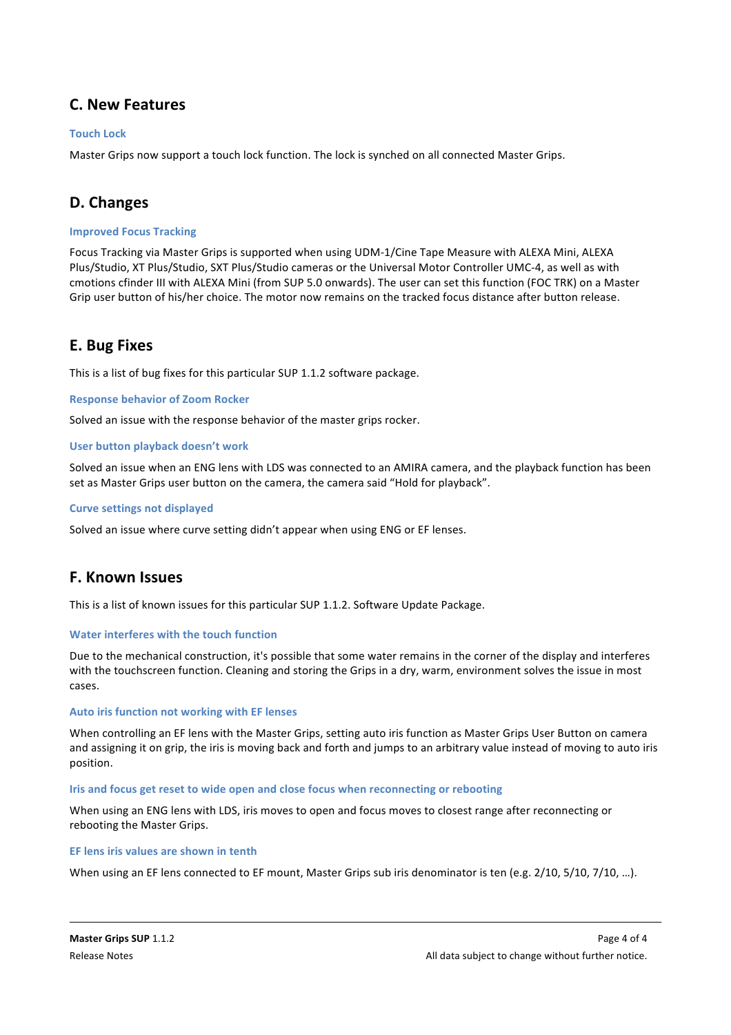## C. New Features

### Touch Lock

Master Grips now support a touch lock function. The lock is synched on all connected Master Grips.

## D. Changes

### Improved Focus Tracking

Focus Tracking via Master Grips is supported when using UDM-1/Cine Tape Measure with ALEXA Mini, ALEXA Plus/Studio, XT Plus/Studio, SXT Plus/Studio cameras or the Universal Motor Controller UMC-4, as well as with cmotions cfinder III with ALEXA Mini (from SUP 5.0 onwards). The user can set this function (FOC TRK) on a Master Grip user button of his/her choice. The motor now remains on the tracked focus distance after button release.

## E. Bug Fixes

This is a list of bug fixes for this particular SUP 1.1.2 software package.

### Response behavior of Zoom Rocker

Solved an issue with the response behavior of the master grips rocker.

### User button playback doesn't work

Solved an issue when an ENG lens with LDS was connected to an AMIRA camera, and the playback function has been set as Master Grips user button on the camera, the camera said "Hold for playback".

### Curve settings not displayed

Solved an issue where curve setting didn't appear when using ENG or EF lenses.

## F. Known Issues

This is a list of known issues for this particular SUP 1.1.2. Software Update Package.

### Water interferes with the touch function

Due to the mechanical construction, it's possible that some water remains in the corner of the display and interferes with the touchscreen function. Cleaning and storing the Grips in a dry, warm, environment solves the issue in most cases.

### Auto iris function not working with EF lenses

When controlling an EF lens with the Master Grips, setting auto iris function as Master Grips User Button on camera and assigning it on grip, the iris is moving back and forth and jumps to an arbitrary value instead of moving to auto iris position.

### Iris and focus get reset to wide open and close focus when reconnecting or rebooting

When using an ENG lens with LDS, iris moves to open and focus moves to closest range after reconnecting or rebooting the Master Grips.

### EF lens iris values are shown in tenth

When using an EF lens connected to EF mount, Master Grips sub iris denominator is ten (e.g. 2/10, 5/10, 7/10, …).